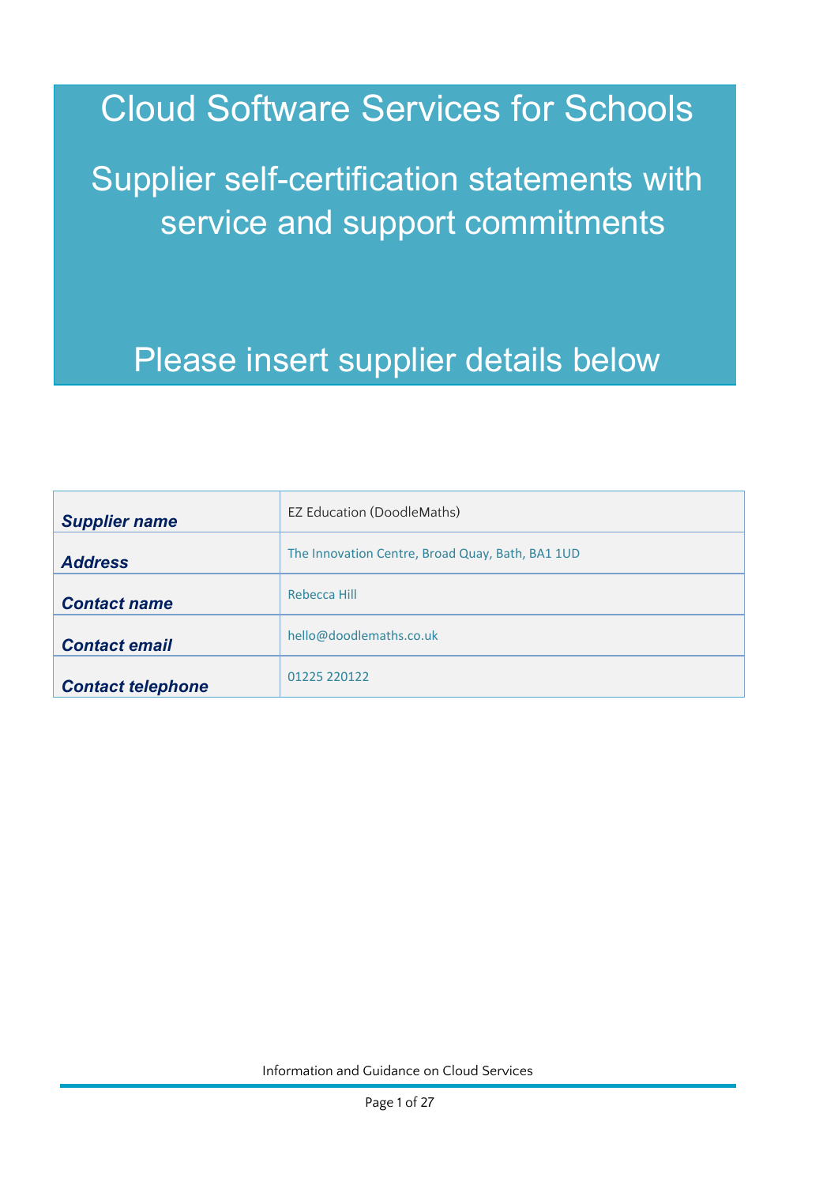# Cloud Software Services for Schools

## Supplier self-certification statements with service and support commitments

## Please insert supplier details below

| | |
|---|---|
| ***Supplier name*** | EZ Education (DoodleMaths) |
| ***Address*** | The Innovation Centre, Broad Quay, Bath, BA1 1UD |
| ***Contact name*** | Rebecca Hill |
| ***Contact email*** | hello@doodlemaths.co.uk |
| ***Contact telephone*** | 01225 220122 |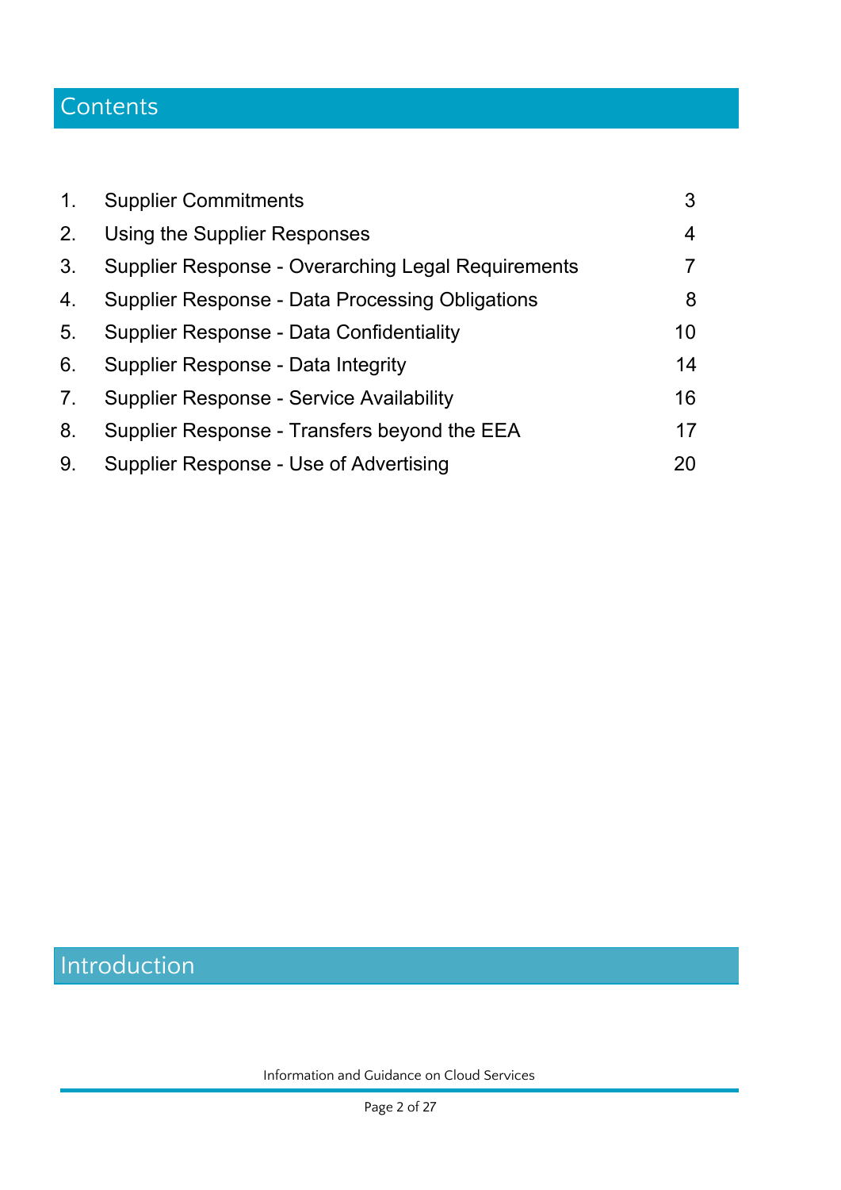# Contents

| | | |
|---|---|---|
| 1. | Supplier Commitments | 3 |
| 2. | Using the Supplier Responses | 4 |
| 3. | Supplier Response - Overarching Legal Requirements | 7 |
| 4. | Supplier Response - Data Processing Obligations | 8 |
| 5. | Supplier Response - Data Confidentiality | 10 |
| 6. | Supplier Response - Data Integrity | 14 |
| 7. | Supplier Response - Service Availability | 16 |
| 8. | Supplier Response - Transfers beyond the EEA | 17 |
| 9. | Supplier Response - Use of Advertising | 20 |

# Introduction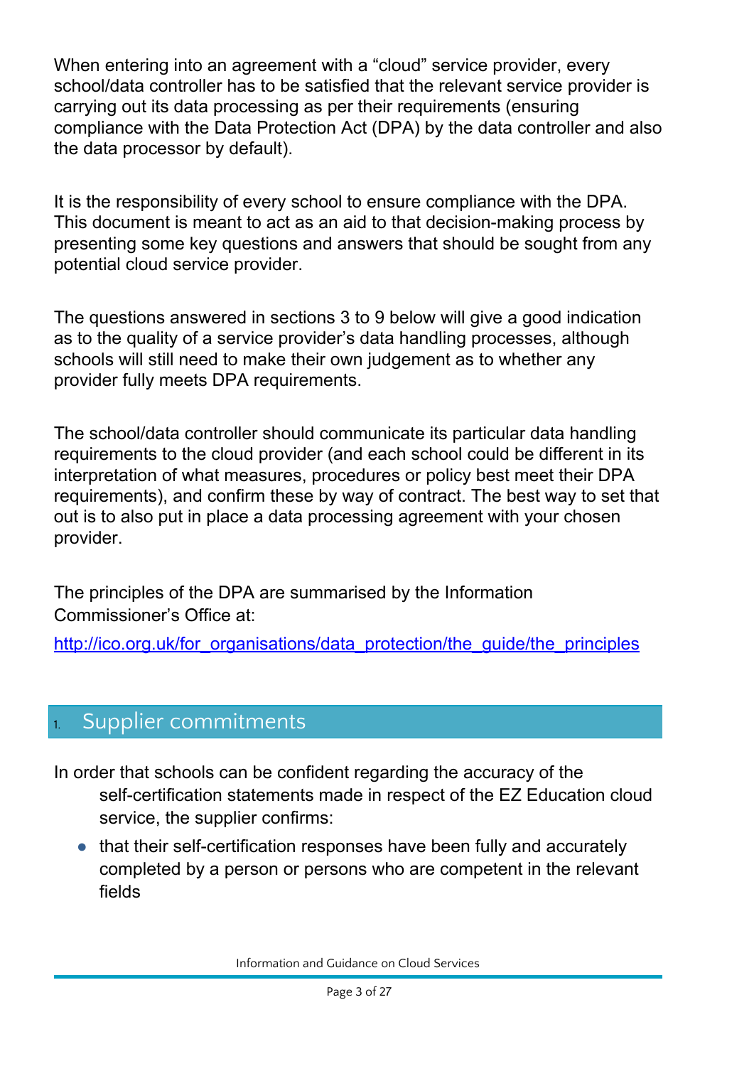When entering into an agreement with a “cloud” service provider, every school/data controller has to be satisfied that the relevant service provider is carrying out its data processing as per their requirements (ensuring compliance with the Data Protection Act (DPA) by the data controller and also the data processor by default).

It is the responsibility of every school to ensure compliance with the DPA. This document is meant to act as an aid to that decision-making process by presenting some key questions and answers that should be sought from any potential cloud service provider.

The questions answered in sections 3 to 9 below will give a good indication as to the quality of a service provider’s data handling processes, although schools will still need to make their own judgement as to whether any provider fully meets DPA requirements.

The school/data controller should communicate its particular data handling requirements to the cloud provider (and each school could be different in its interpretation of what measures, procedures or policy best meet their DPA requirements), and confirm these by way of contract. The best way to set that out is to also put in place a data processing agreement with your chosen provider.

The principles of the DPA are summarised by the Information Commissioner’s Office at:

http://ico.org.uk/for_organisations/data_protection/the_guide/the_principles

## 1. Supplier commitments

In order that schools can be confident regarding the accuracy of the self-certification statements made in respect of the EZ Education cloud service, the supplier confirms:

- that their self-certification responses have been fully and accurately completed by a person or persons who are competent in the relevant fields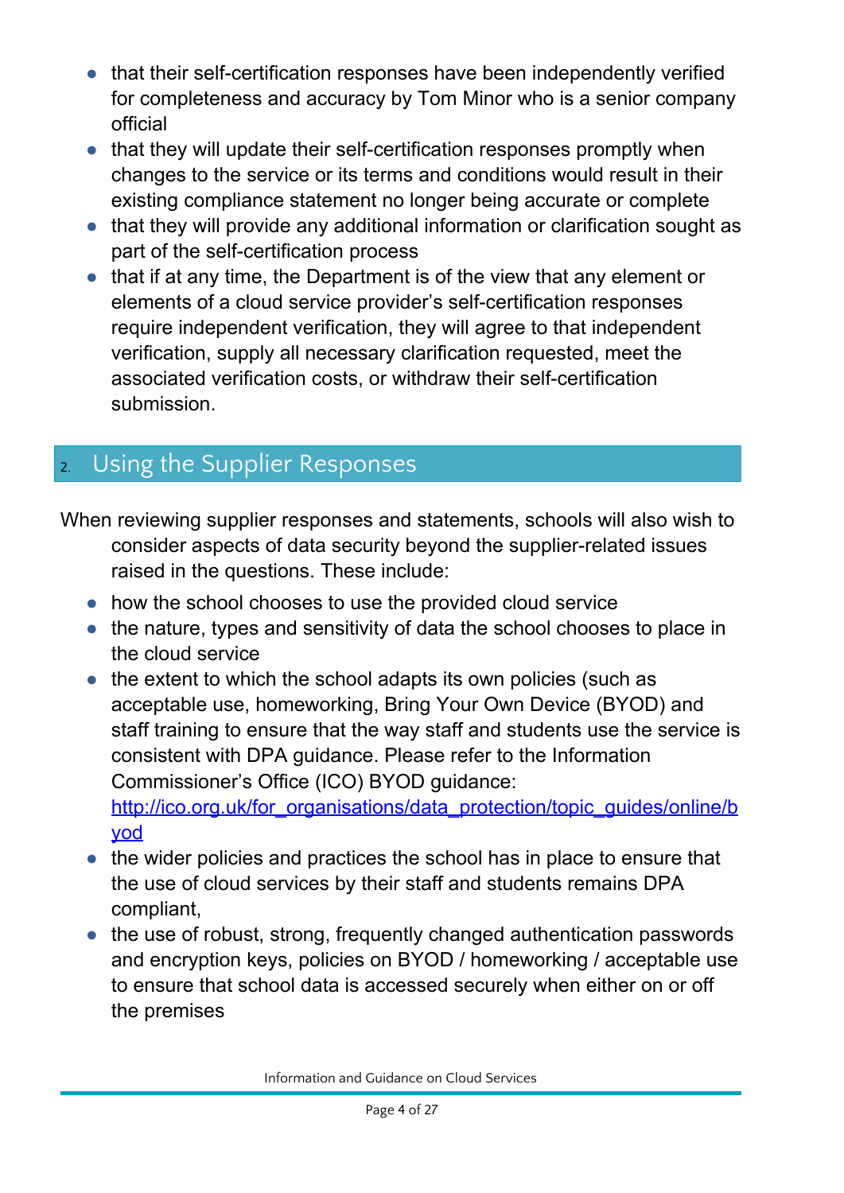- that their self-certification responses have been independently verified for completeness and accuracy by Tom Minor who is a senior company official
- that they will update their self-certification responses promptly when changes to the service or its terms and conditions would result in their existing compliance statement no longer being accurate or complete
- that they will provide any additional information or clarification sought as part of the self-certification process
- that if at any time, the Department is of the view that any element or elements of a cloud service provider's self-certification responses require independent verification, they will agree to that independent verification, supply all necessary clarification requested, meet the associated verification costs, or withdraw their self-certification submission.

## 2. Using the Supplier Responses

When reviewing supplier responses and statements, schools will also wish to consider aspects of data security beyond the supplier-related issues raised in the questions. These include:

- how the school chooses to use the provided cloud service
- the nature, types and sensitivity of data the school chooses to place in the cloud service
- the extent to which the school adapts its own policies (such as acceptable use, homeworking, Bring Your Own Device (BYOD) and staff training to ensure that the way staff and students use the service is consistent with DPA guidance. Please refer to the Information Commissioner's Office (ICO) BYOD guidance: http://ico.org.uk/for_organisations/data_protection/topic_guides/online/byod
- the wider policies and practices the school has in place to ensure that the use of cloud services by their staff and students remains DPA compliant,
- the use of robust, strong, frequently changed authentication passwords and encryption keys, policies on BYOD / homeworking / acceptable use to ensure that school data is accessed securely when either on or off the premises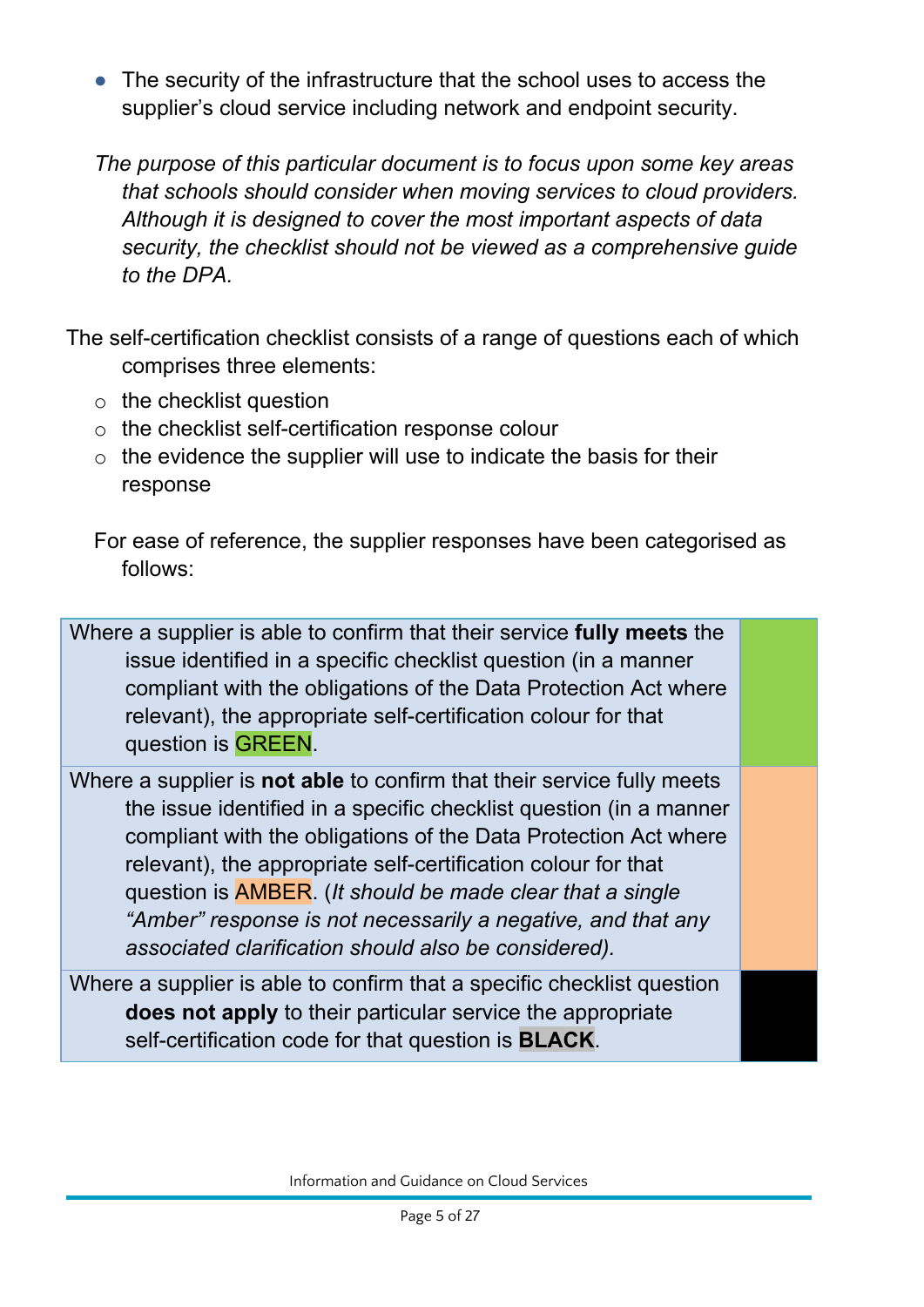- The security of the infrastructure that the school uses to access the supplier's cloud service including network and endpoint security.

*The purpose of this particular document is to focus upon some key areas that schools should consider when moving services to cloud providers. Although it is designed to cover the most important aspects of data security, the checklist should not be viewed as a comprehensive guide to the DPA.*

The self-certification checklist consists of a range of questions each of which comprises three elements:

- the checklist question
- the checklist self-certification response colour
- the evidence the supplier will use to indicate the basis for their response

For ease of reference, the supplier responses have been categorised as follows:

| | |
|---|---|
| Where a supplier is able to confirm that their service **fully meets** the issue identified in a specific checklist question (in a manner compliant with the obligations of the Data Protection Act where relevant), the appropriate self-certification colour for that question is GREEN. | |
| Where a supplier is **not able** to confirm that their service fully meets the issue identified in a specific checklist question (in a manner compliant with the obligations of the Data Protection Act where relevant), the appropriate self-certification colour for that question is AMBER. (*It should be made clear that a single "Amber" response is not necessarily a negative, and that any associated clarification should also be considered).* | |
| Where a supplier is able to confirm that a specific checklist question **does not apply** to their particular service the appropriate self-certification code for that question is **BLACK**. | |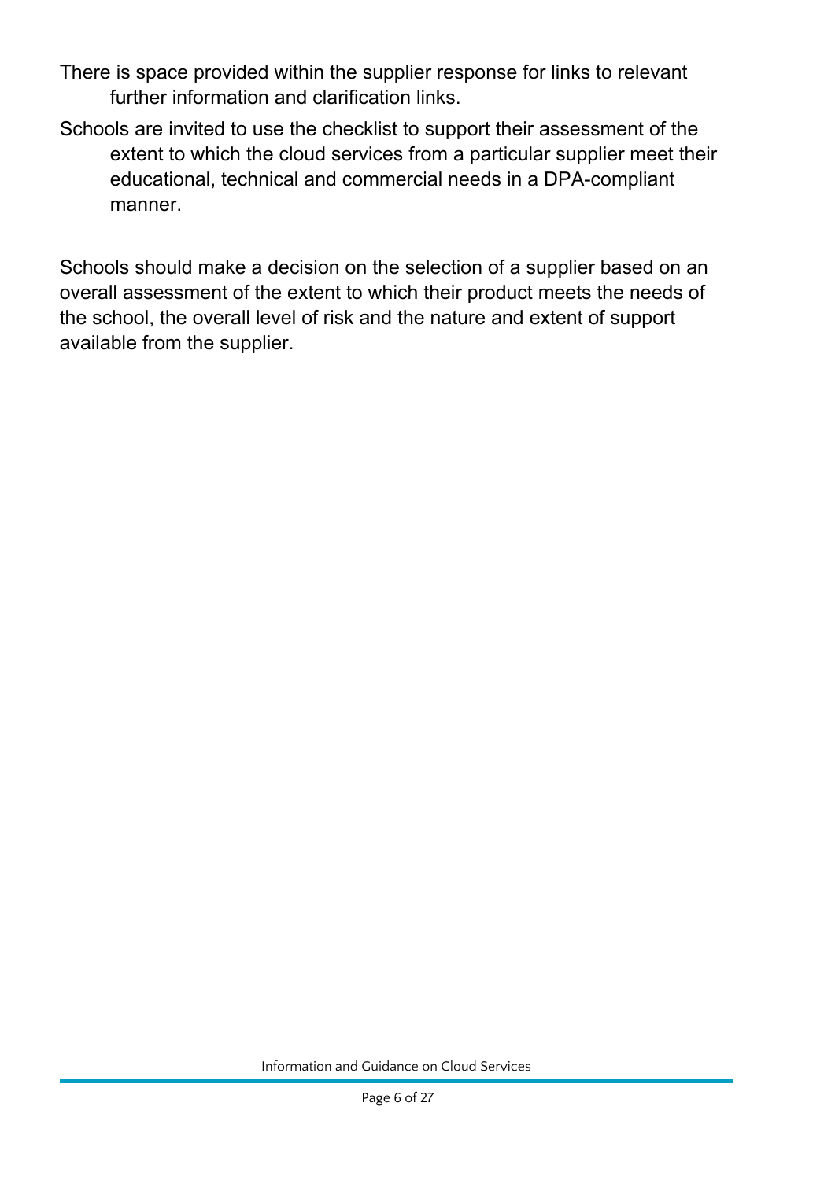There is space provided within the supplier response for links to relevant further information and clarification links.

Schools are invited to use the checklist to support their assessment of the extent to which the cloud services from a particular supplier meet their educational, technical and commercial needs in a DPA-compliant manner.

Schools should make a decision on the selection of a supplier based on an overall assessment of the extent to which their product meets the needs of the school, the overall level of risk and the nature and extent of support available from the supplier.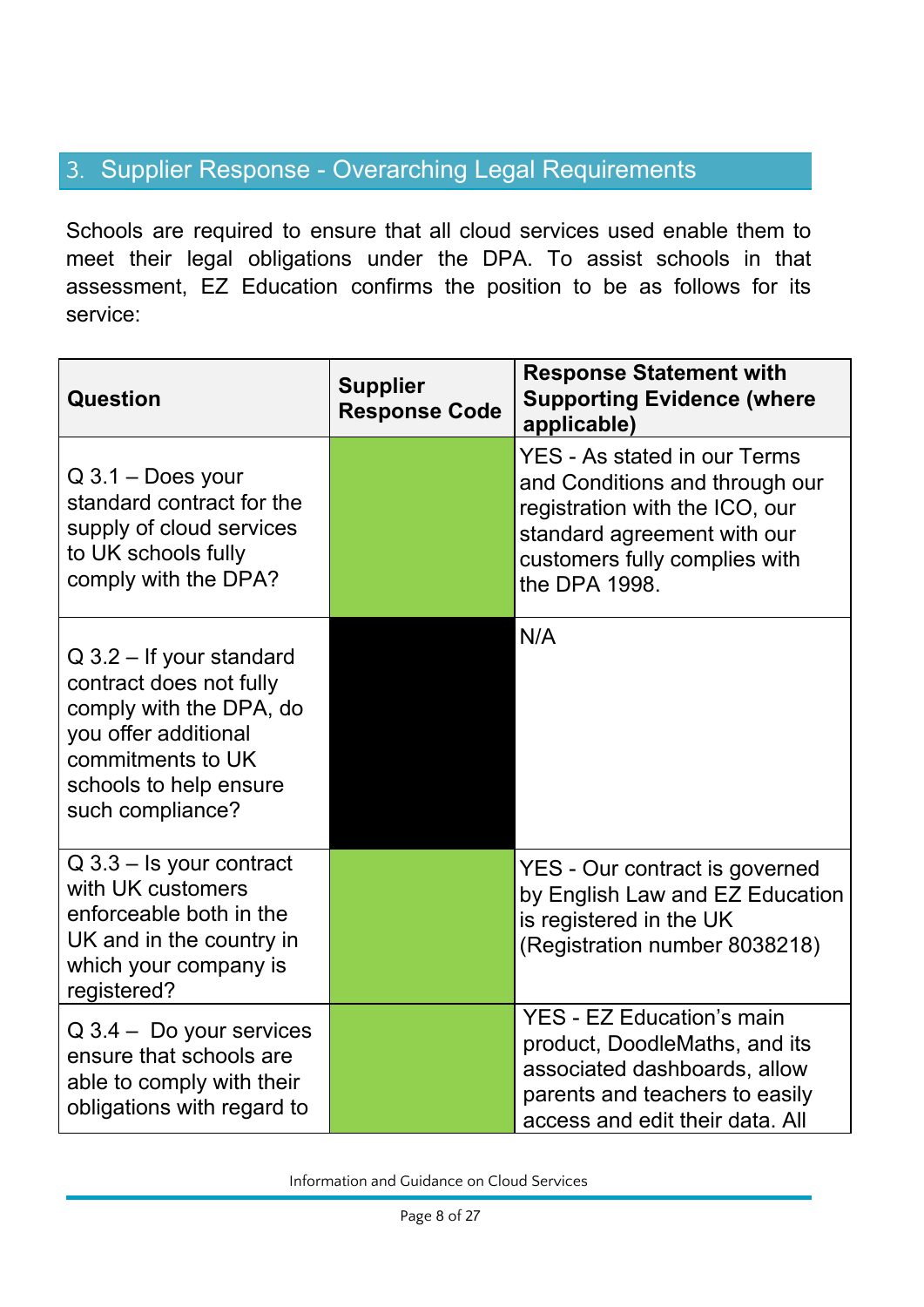## 3. Supplier Response - Overarching Legal Requirements

Schools are required to ensure that all cloud services used enable them to meet their legal obligations under the DPA. To assist schools in that assessment, EZ Education confirms the position to be as follows for its service:

| Question | Supplier Response Code | Response Statement with Supporting Evidence (where applicable) |
|---|---|---|
| Q 3.1 – Does your standard contract for the supply of cloud services to UK schools fully comply with the DPA? | | YES - As stated in our Terms and Conditions and through our registration with the ICO, our standard agreement with our customers fully complies with the DPA 1998. |
| Q 3.2 – If your standard contract does not fully comply with the DPA, do you offer additional commitments to UK schools to help ensure such compliance? | | N/A |
| Q 3.3 – Is your contract with UK customers enforceable both in the UK and in the country in which your company is registered? | | YES - Our contract is governed by English Law and EZ Education is registered in the UK (Registration number 8038218) |
| Q 3.4 – Do your services ensure that schools are able to comply with their obligations with regard to | | YES - EZ Education's main product, DoodleMaths, and its associated dashboards, allow parents and teachers to easily access and edit their data. All |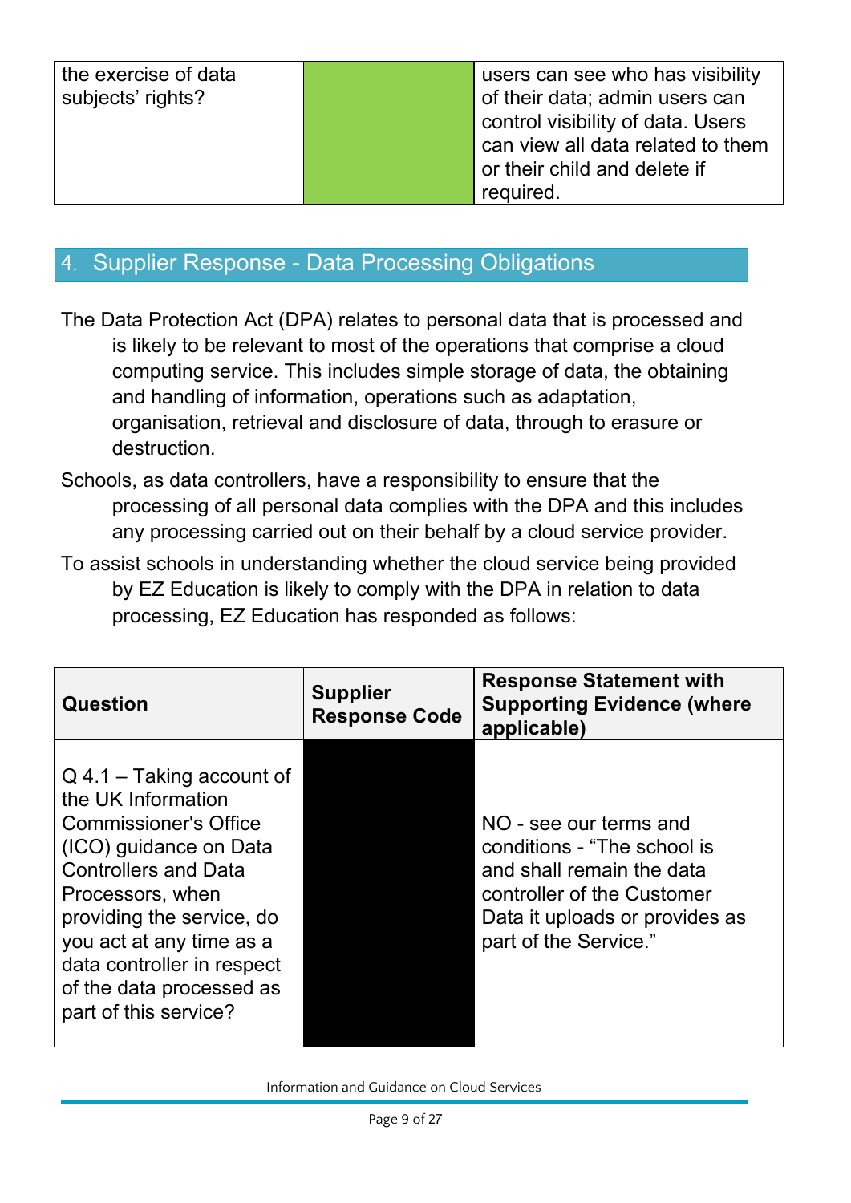| | | |
|---|---|---|
| the exercise of data subjects' rights? | | users can see who has visibility of their data; admin users can control visibility of data. Users can view all data related to them or their child and delete if required. |

## 4. Supplier Response - Data Processing Obligations

The Data Protection Act (DPA) relates to personal data that is processed and is likely to be relevant to most of the operations that comprise a cloud computing service. This includes simple storage of data, the obtaining and handling of information, operations such as adaptation, organisation, retrieval and disclosure of data, through to erasure or destruction.

Schools, as data controllers, have a responsibility to ensure that the processing of all personal data complies with the DPA and this includes any processing carried out on their behalf by a cloud service provider.

To assist schools in understanding whether the cloud service being provided by EZ Education is likely to comply with the DPA in relation to data processing, EZ Education has responded as follows:

| Question | Supplier Response Code | Response Statement with Supporting Evidence (where applicable) |
|---|---|---|
| Q 4.1 – Taking account of the UK Information Commissioner's Office (ICO) guidance on Data Controllers and Data Processors, when providing the service, do you act at any time as a data controller in respect of the data processed as part of this service? | | NO - see our terms and conditions - "The school is and shall remain the data controller of the Customer Data it uploads or provides as part of the Service." |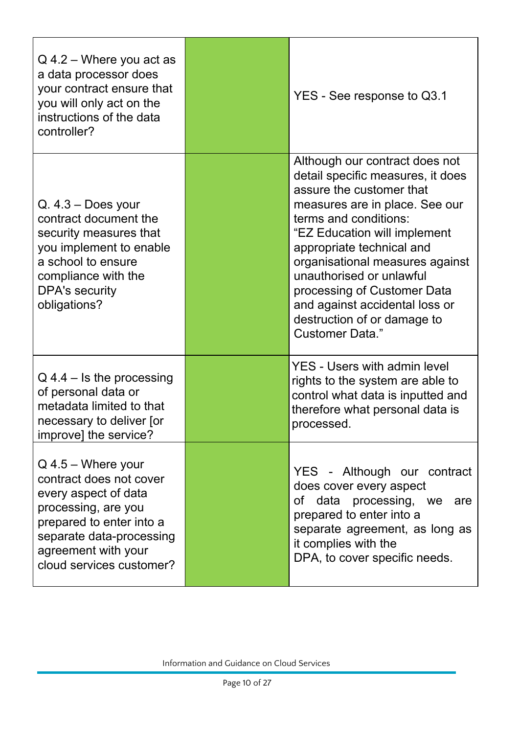| | | |
|---|---|---|
| Q 4.2 – Where you act as a data processor does your contract ensure that you will only act on the instructions of the data controller? | | YES - See response to Q3.1 |
| Q. 4.3 – Does your contract document the security measures that you implement to enable a school to ensure compliance with the DPA's security obligations? | | Although our contract does not detail specific measures, it does assure the customer that measures are in place. See our terms and conditions: "EZ Education will implement appropriate technical and organisational measures against unauthorised or unlawful processing of Customer Data and against accidental loss or destruction of or damage to Customer Data." |
| Q 4.4 – Is the processing of personal data or metadata limited to that necessary to deliver [or improve] the service? | | YES - Users with admin level rights to the system are able to control what data is inputted and therefore what personal data is processed. |
| Q 4.5 – Where your contract does not cover every aspect of data processing, are you prepared to enter into a separate data-processing agreement with your cloud services customer? | | YES - Although our contract does cover every aspect of data processing, we are prepared to enter into a separate agreement, as long as it complies with the DPA, to cover specific needs. |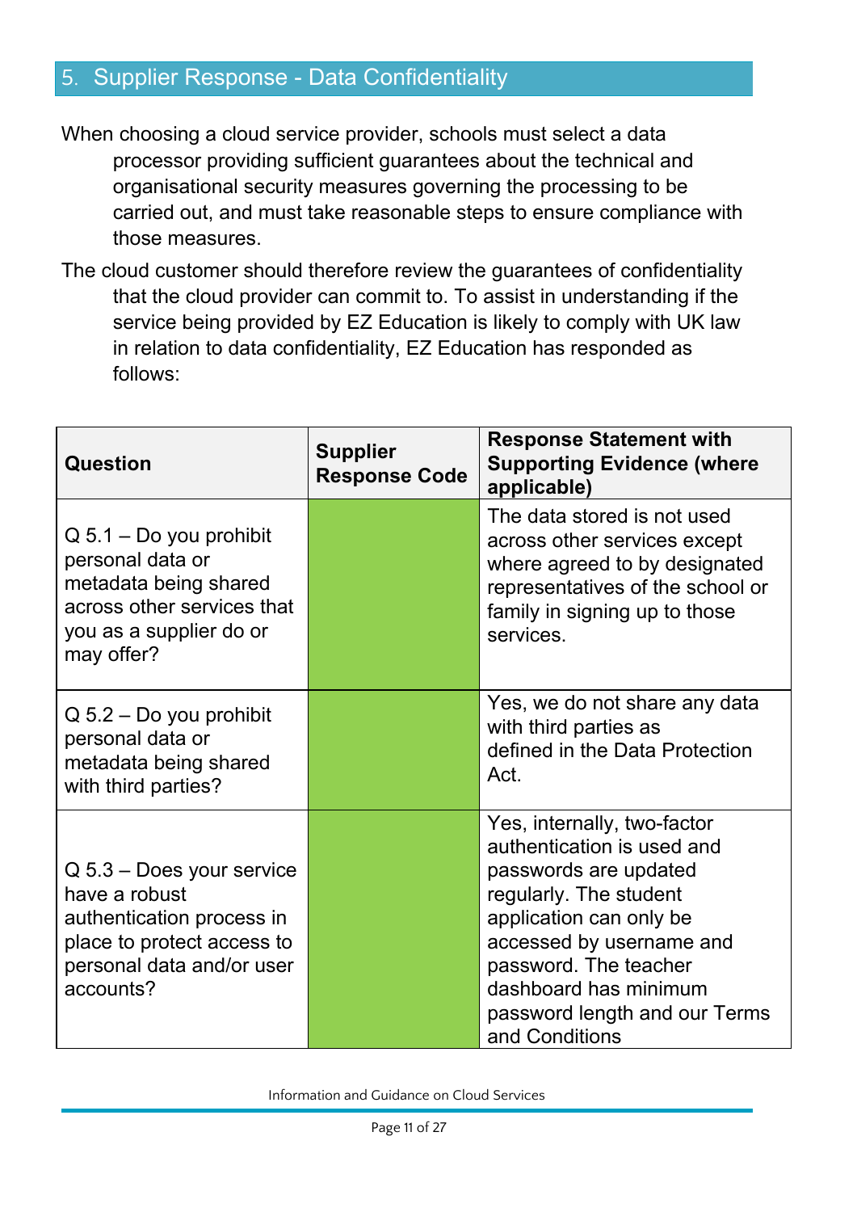## 5. Supplier Response - Data Confidentiality

When choosing a cloud service provider, schools must select a data processor providing sufficient guarantees about the technical and organisational security measures governing the processing to be carried out, and must take reasonable steps to ensure compliance with those measures.

The cloud customer should therefore review the guarantees of confidentiality that the cloud provider can commit to. To assist in understanding if the service being provided by EZ Education is likely to comply with UK law in relation to data confidentiality, EZ Education has responded as follows:

| Question | Supplier Response Code | Response Statement with Supporting Evidence (where applicable) |
|---|---|---|
| Q 5.1 – Do you prohibit personal data or metadata being shared across other services that you as a supplier do or may offer? | | The data stored is not used across other services except where agreed to by designated representatives of the school or family in signing up to those services. |
| Q 5.2 – Do you prohibit personal data or metadata being shared with third parties? | | Yes, we do not share any data with third parties as defined in the Data Protection Act. |
| Q 5.3 – Does your service have a robust authentication process in place to protect access to personal data and/or user accounts? | | Yes, internally, two-factor authentication is used and passwords are updated regularly. The student application can only be accessed by username and password. The teacher dashboard has minimum password length and our Terms and Conditions |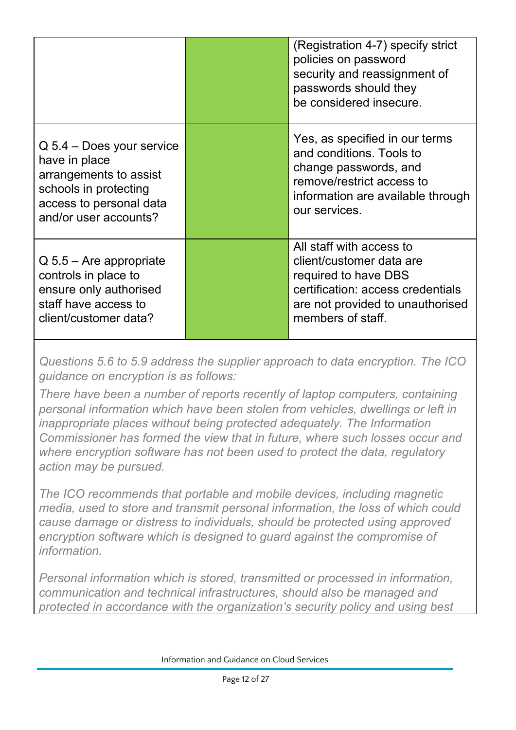| | | |
|---|---|---|
| | | (Registration 4-7) specify strict policies on password security and reassignment of passwords should they be considered insecure. |
| Q 5.4 – Does your service have in place arrangements to assist schools in protecting access to personal data and/or user accounts? | | Yes, as specified in our terms and conditions. Tools to change passwords, and remove/restrict access to information are available through our services. |
| Q 5.5 – Are appropriate controls in place to ensure only authorised staff have access to client/customer data? | | All staff with access to client/customer data are required to have DBS certification: access credentials are not provided to unauthorised members of staff. |

*Questions 5.6 to 5.9 address the supplier approach to data encryption. The ICO guidance on encryption is as follows:*

*There have been a number of reports recently of laptop computers, containing personal information which have been stolen from vehicles, dwellings or left in inappropriate places without being protected adequately. The Information Commissioner has formed the view that in future, where such losses occur and where encryption software has not been used to protect the data, regulatory action may be pursued.*

*The ICO recommends that portable and mobile devices, including magnetic media, used to store and transmit personal information, the loss of which could cause damage or distress to individuals, should be protected using approved encryption software which is designed to guard against the compromise of information.*

*Personal information which is stored, transmitted or processed in information, communication and technical infrastructures, should also be managed and protected in accordance with the organization's security policy and using best*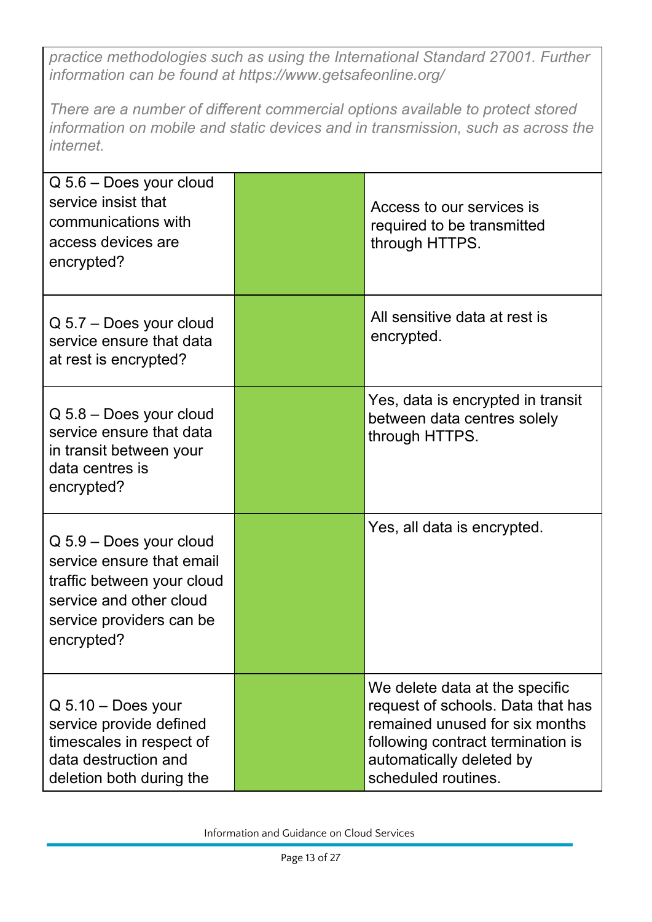*practice methodologies such as using the International Standard 27001. Further information can be found at https://www.getsafeonline.org/*

*There are a number of different commercial options available to protect stored information on mobile and static devices and in transmission, such as across the internet.*

| | | |
|---|---|---|
| Q 5.6 – Does your cloud service insist that communications with access devices are encrypted? | | Access to our services is required to be transmitted through HTTPS. |
| Q 5.7 – Does your cloud service ensure that data at rest is encrypted? | | All sensitive data at rest is encrypted. |
| Q 5.8 – Does your cloud service ensure that data in transit between your data centres is encrypted? | | Yes, data is encrypted in transit between data centres solely through HTTPS. |
| Q 5.9 – Does your cloud service ensure that email traffic between your cloud service and other cloud service providers can be encrypted? | | Yes, all data is encrypted. |
| Q 5.10 – Does your service provide defined timescales in respect of data destruction and deletion both during the | | We delete data at the specific request of schools. Data that has remained unused for six months following contract termination is automatically deleted by scheduled routines. |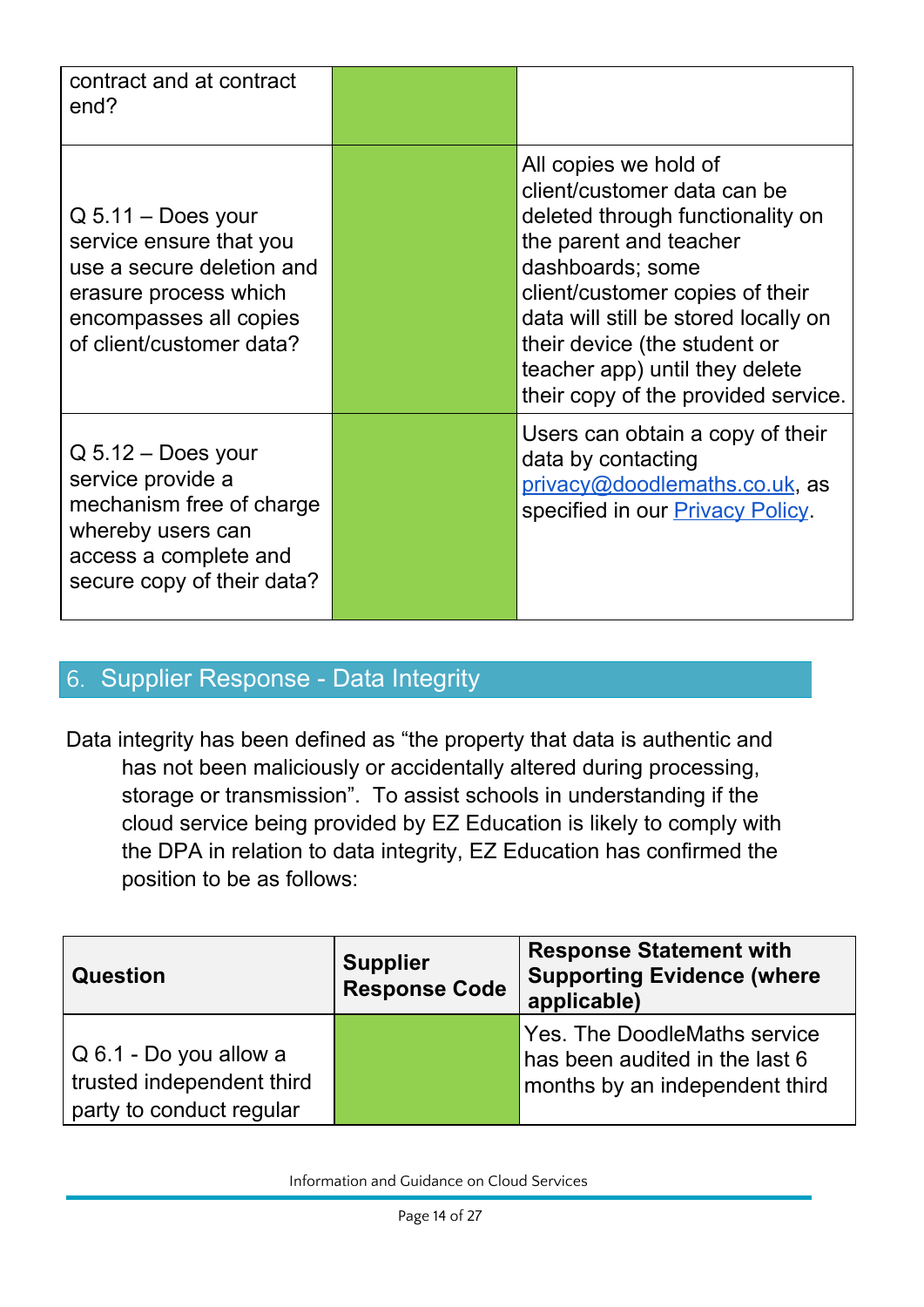| | | |
|---|---|---|
| contract and at contract end? | | |
| Q 5.11 – Does your service ensure that you use a secure deletion and erasure process which encompasses all copies of client/customer data? | | All copies we hold of client/customer data can be deleted through functionality on the parent and teacher dashboards; some client/customer copies of their data will still be stored locally on their device (the student or teacher app) until they delete their copy of the provided service. |
| Q 5.12 – Does your service provide a mechanism free of charge whereby users can access a complete and secure copy of their data? | | Users can obtain a copy of their data by contacting [privacy@doodlemaths.co.uk](mailto:privacy@doodlemaths.co.uk), as specified in our Privacy Policy. |

## 6. Supplier Response - Data Integrity

Data integrity has been defined as "the property that data is authentic and has not been maliciously or accidentally altered during processing, storage or transmission". To assist schools in understanding if the cloud service being provided by EZ Education is likely to comply with the DPA in relation to data integrity, EZ Education has confirmed the position to be as follows:

| Question | Supplier Response Code | Response Statement with Supporting Evidence (where applicable) |
|---|---|---|
| Q 6.1 - Do you allow a trusted independent third party to conduct regular | | Yes. The DoodleMaths service has been audited in the last 6 months by an independent third |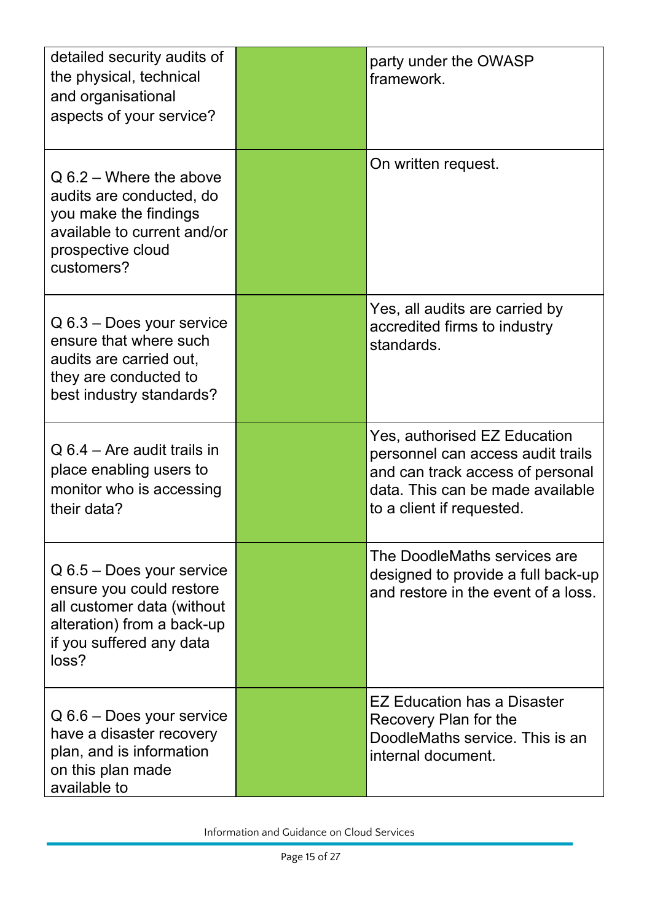| | | |
|---|---|---|
| detailed security audits of the physical, technical and organisational aspects of your service? | | party under the OWASP framework. |
| Q 6.2 – Where the above audits are conducted, do you make the findings available to current and/or prospective cloud customers? | | On written request. |
| Q 6.3 – Does your service ensure that where such audits are carried out, they are conducted to best industry standards? | | Yes, all audits are carried by accredited firms to industry standards. |
| Q 6.4 – Are audit trails in place enabling users to monitor who is accessing their data? | | Yes, authorised EZ Education personnel can access audit trails and can track access of personal data. This can be made available to a client if requested. |
| Q 6.5 – Does your service ensure you could restore all customer data (without alteration) from a back-up if you suffered any data loss? | | The DoodleMaths services are designed to provide a full back-up and restore in the event of a loss. |
| Q 6.6 – Does your service have a disaster recovery plan, and is information on this plan made available to | | EZ Education has a Disaster Recovery Plan for the DoodleMaths service. This is an internal document. |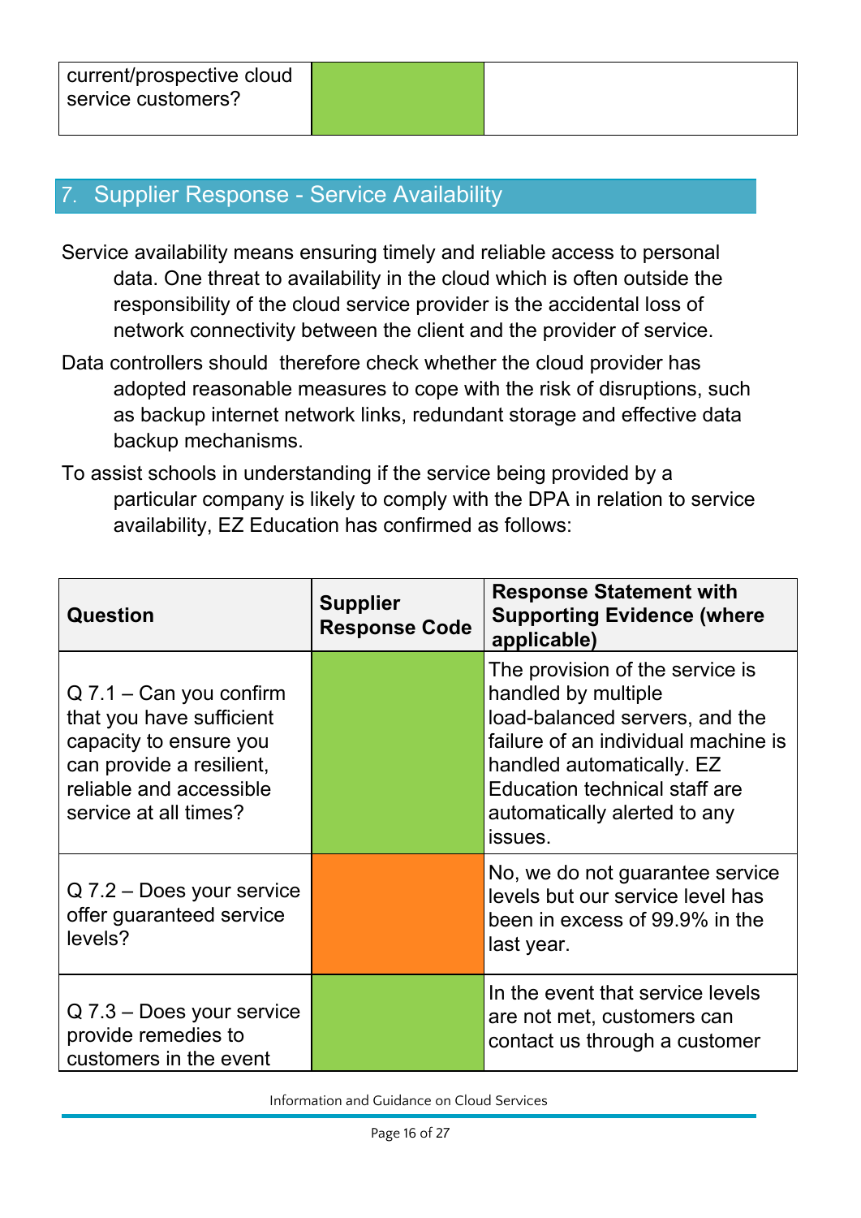| | | |
|---|---|---|
| current/prospective cloud service customers? | | |

## 7. Supplier Response - Service Availability

Service availability means ensuring timely and reliable access to personal data. One threat to availability in the cloud which is often outside the responsibility of the cloud service provider is the accidental loss of network connectivity between the client and the provider of service.

Data controllers should therefore check whether the cloud provider has adopted reasonable measures to cope with the risk of disruptions, such as backup internet network links, redundant storage and effective data backup mechanisms.

To assist schools in understanding if the service being provided by a particular company is likely to comply with the DPA in relation to service availability, EZ Education has confirmed as follows:

| Question | Supplier Response Code | Response Statement with Supporting Evidence (where applicable) |
|---|---|---|
| Q 7.1 – Can you confirm that you have sufficient capacity to ensure you can provide a resilient, reliable and accessible service at all times? | | The provision of the service is handled by multiple load-balanced servers, and the failure of an individual machine is handled automatically. EZ Education technical staff are automatically alerted to any issues. |
| Q 7.2 – Does your service offer guaranteed service levels? | | No, we do not guarantee service levels but our service level has been in excess of 99.9% in the last year. |
| Q 7.3 – Does your service provide remedies to customers in the event | | In the event that service levels are not met, customers can contact us through a customer |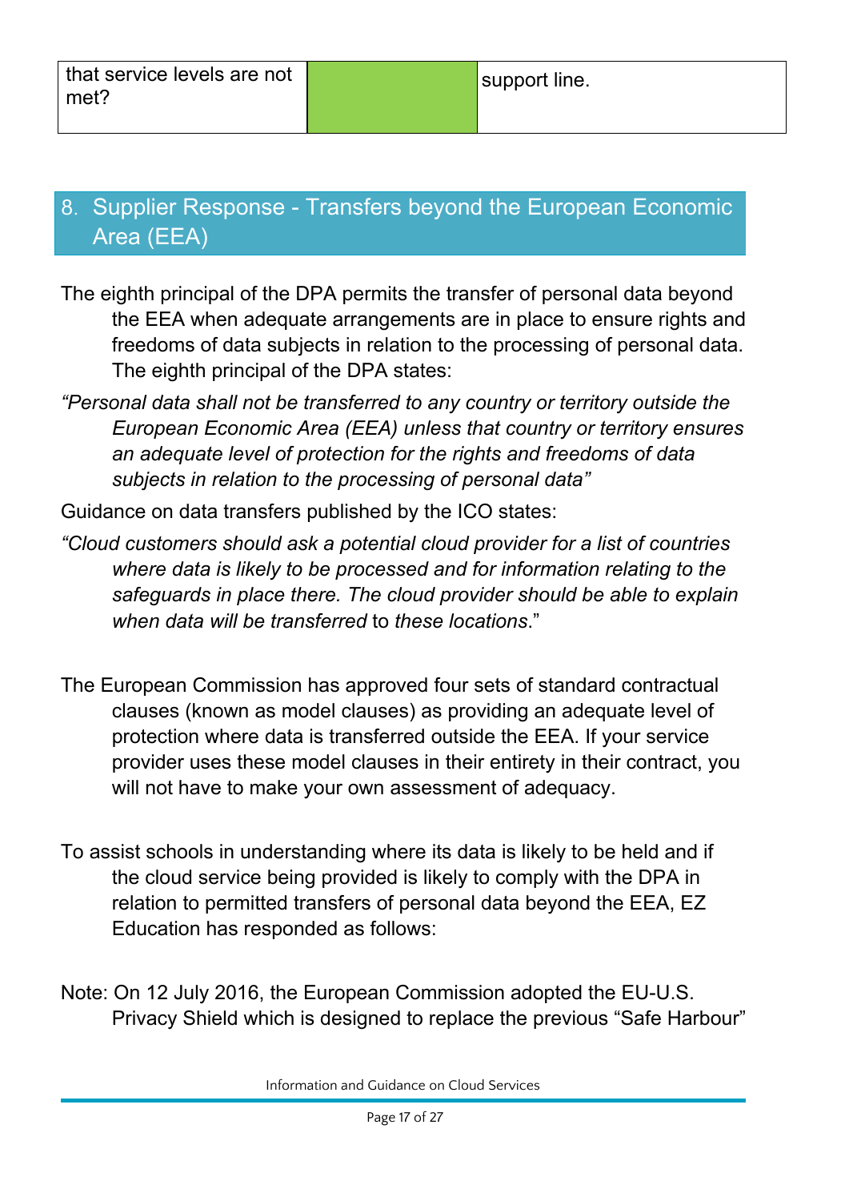| that service levels are not met? | | support line. |
|---|---|---|

## 8. Supplier Response - Transfers beyond the European Economic Area (EEA)

The eighth principal of the DPA permits the transfer of personal data beyond the EEA when adequate arrangements are in place to ensure rights and freedoms of data subjects in relation to the processing of personal data. The eighth principal of the DPA states:

*"Personal data shall not be transferred to any country or territory outside the European Economic Area (EEA) unless that country or territory ensures an adequate level of protection for the rights and freedoms of data subjects in relation to the processing of personal data"*

Guidance on data transfers published by the ICO states:

*"Cloud customers should ask a potential cloud provider for a list of countries where data is likely to be processed and for information relating to the safeguards in place there. The cloud provider should be able to explain when data will be transferred* to *these locations*."

The European Commission has approved four sets of standard contractual clauses (known as model clauses) as providing an adequate level of protection where data is transferred outside the EEA. If your service provider uses these model clauses in their entirety in their contract, you will not have to make your own assessment of adequacy.

To assist schools in understanding where its data is likely to be held and if the cloud service being provided is likely to comply with the DPA in relation to permitted transfers of personal data beyond the EEA, EZ Education has responded as follows:

Note: On 12 July 2016, the European Commission adopted the EU-U.S. Privacy Shield which is designed to replace the previous "Safe Harbour"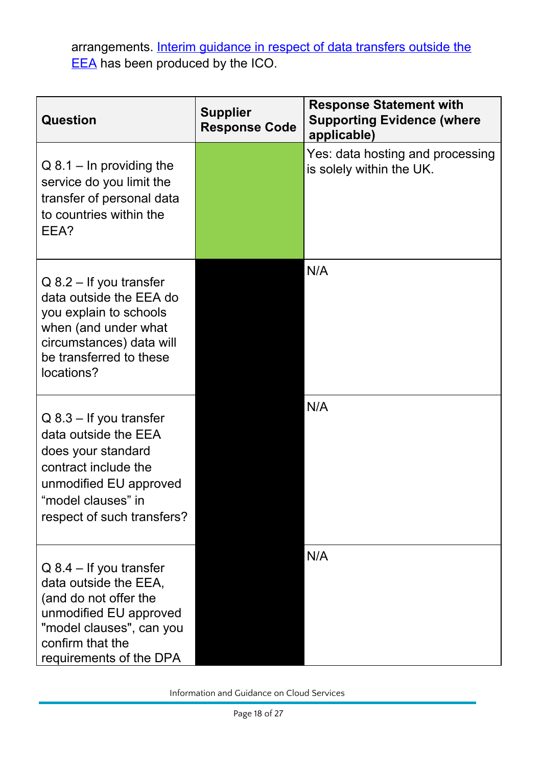arrangements. [Interim guidance in respect of data transfers outside the EEA]() has been produced by the ICO.

| Question | Supplier Response Code | Response Statement with Supporting Evidence (where applicable) |
| --- | --- | --- |
| Q 8.1 – In providing the service do you limit the transfer of personal data to countries within the EEA? | | Yes: data hosting and processing is solely within the UK. |
| Q 8.2 – If you transfer data outside the EEA do you explain to schools when (and under what circumstances) data will be transferred to these locations? | | N/A |
| Q 8.3 – If you transfer data outside the EEA does your standard contract include the unmodified EU approved “model clauses” in respect of such transfers? | | N/A |
| Q 8.4 – If you transfer data outside the EEA, (and do not offer the unmodified EU approved "model clauses", can you confirm that the requirements of the DPA | | N/A |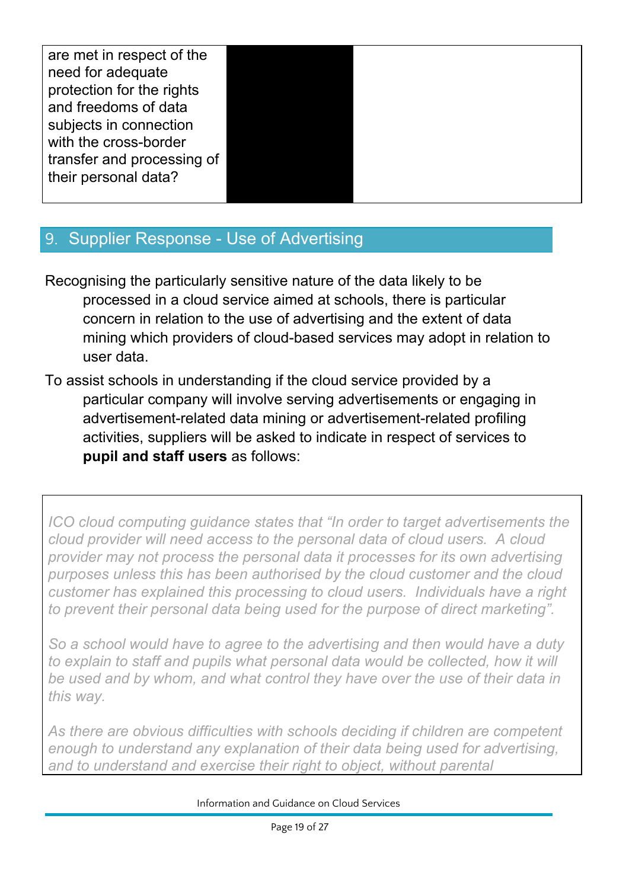| are met in respect of the need for adequate protection for the rights and freedoms of data subjects in connection with the cross-border transfer and processing of their personal data? | | |
|---|---|---|

## 9. Supplier Response - Use of Advertising

Recognising the particularly sensitive nature of the data likely to be processed in a cloud service aimed at schools, there is particular concern in relation to the use of advertising and the extent of data mining which providers of cloud-based services may adopt in relation to user data.

To assist schools in understanding if the cloud service provided by a particular company will involve serving advertisements or engaging in advertisement-related data mining or advertisement-related profiling activities, suppliers will be asked to indicate in respect of services to **pupil and staff users** as follows:

*ICO cloud computing guidance states that "In order to target advertisements the cloud provider will need access to the personal data of cloud users. A cloud provider may not process the personal data it processes for its own advertising purposes unless this has been authorised by the cloud customer and the cloud customer has explained this processing to cloud users. Individuals have a right to prevent their personal data being used for the purpose of direct marketing".*

*So a school would have to agree to the advertising and then would have a duty to explain to staff and pupils what personal data would be collected, how it will be used and by whom, and what control they have over the use of their data in this way.*

*As there are obvious difficulties with schools deciding if children are competent enough to understand any explanation of their data being used for advertising, and to understand and exercise their right to object, without parental*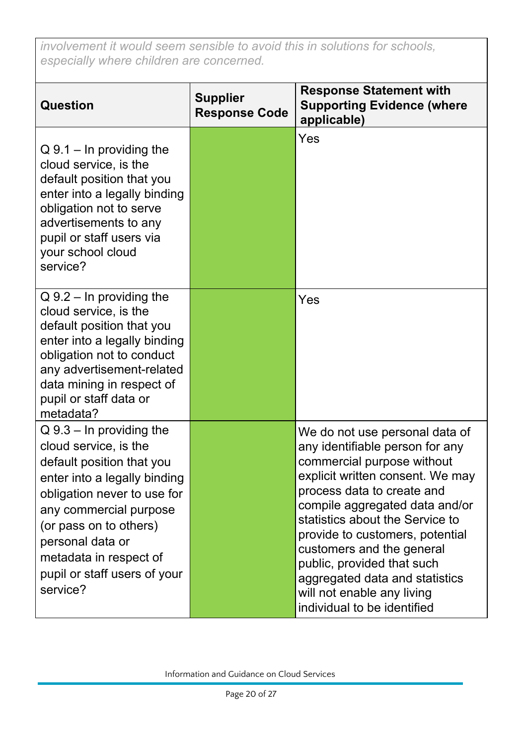*involvement it would seem sensible to avoid this in solutions for schools, especially where children are concerned.*

| Question | Supplier Response Code | Response Statement with Supporting Evidence (where applicable) |
| --- | --- | --- |
| Q 9.1 – In providing the cloud service, is the default position that you enter into a legally binding obligation not to serve advertisements to any pupil or staff users via your school cloud service? | | Yes |
| Q 9.2 – In providing the cloud service, is the default position that you enter into a legally binding obligation not to conduct any advertisement-related data mining in respect of pupil or staff data or metadata? | | Yes |
| Q 9.3 – In providing the cloud service, is the default position that you enter into a legally binding obligation never to use for any commercial purpose (or pass on to others) personal data or metadata in respect of pupil or staff users of your service? | | We do not use personal data of any identifiable person for any commercial purpose without explicit written consent. We may process data to create and compile aggregated data and/or statistics about the Service to provide to customers, potential customers and the general public, provided that such aggregated data and statistics will not enable any living individual to be identified |

Information and Guidance on Cloud Services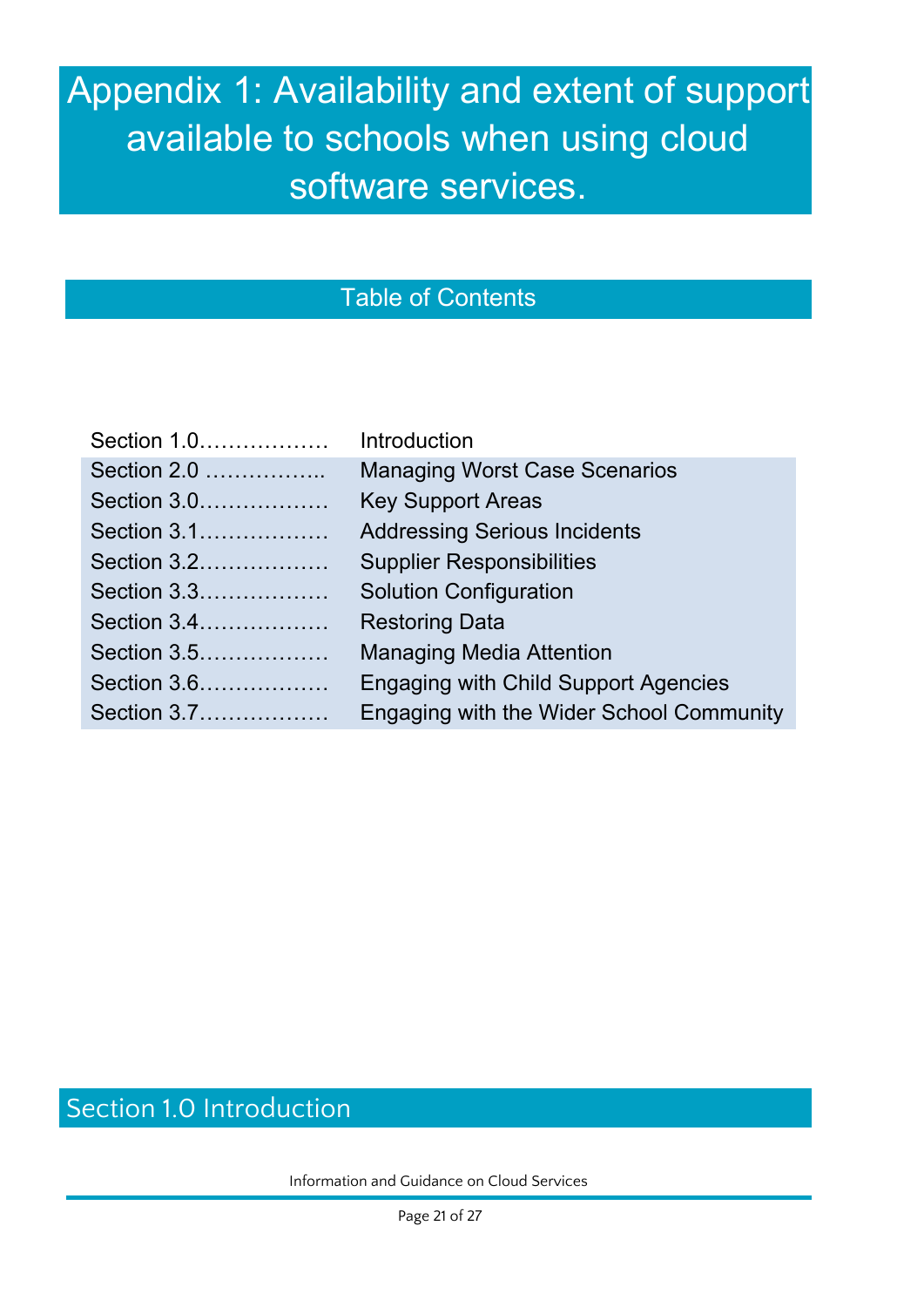# Appendix 1: Availability and extent of support available to schools when using cloud software services.

## Table of Contents

| | |
|---|---|
| Section 1.0……………… | Introduction |
| Section 2.0 …………….. | Managing Worst Case Scenarios |
| Section 3.0……………… | Key Support Areas |
| Section 3.1……………… | Addressing Serious Incidents |
| Section 3.2……………… | Supplier Responsibilities |
| Section 3.3……………… | Solution Configuration |
| Section 3.4……………… | Restoring Data |
| Section 3.5……………… | Managing Media Attention |
| Section 3.6……………… | Engaging with Child Support Agencies |
| Section 3.7……………… | Engaging with the Wider School Community |

## Section 1.0 Introduction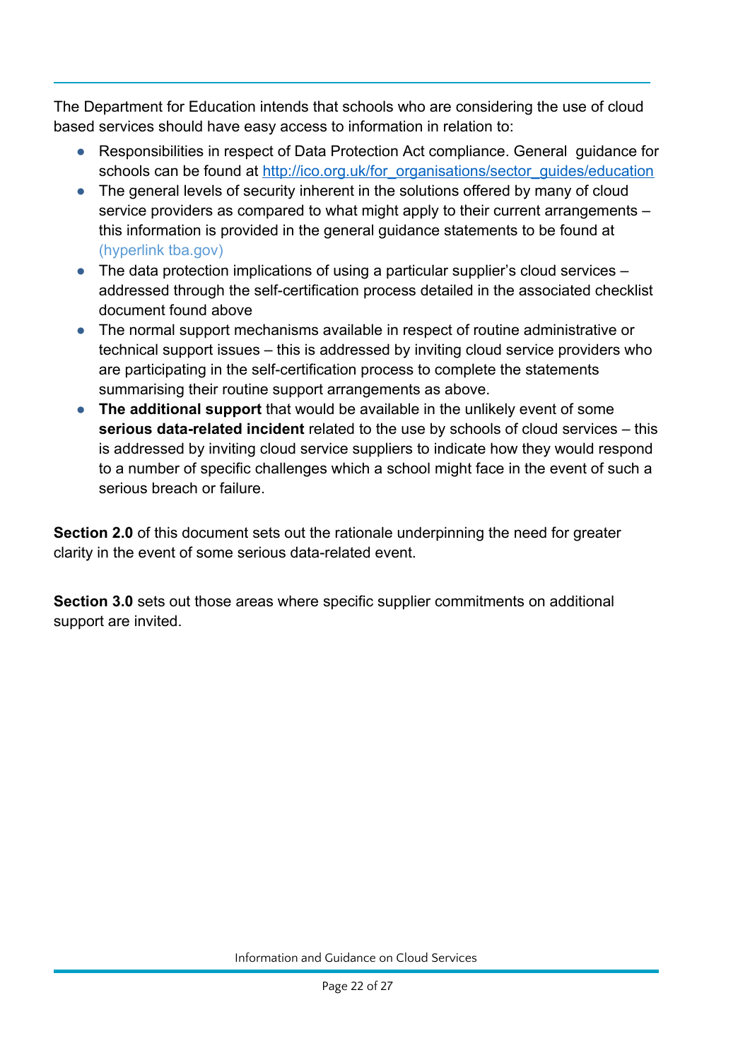The Department for Education intends that schools who are considering the use of cloud based services should have easy access to information in relation to:

- Responsibilities in respect of Data Protection Act compliance. General guidance for schools can be found at [http://ico.org.uk/for_organisations/sector_guides/education](http://ico.org.uk/for_organisations/sector_guides/education)
- The general levels of security inherent in the solutions offered by many of cloud service providers as compared to what might apply to their current arrangements – this information is provided in the general guidance statements to be found at (hyperlink tba.gov)
- The data protection implications of using a particular supplier's cloud services – addressed through the self-certification process detailed in the associated checklist document found above
- The normal support mechanisms available in respect of routine administrative or technical support issues – this is addressed by inviting cloud service providers who are participating in the self-certification process to complete the statements summarising their routine support arrangements as above.
- **The additional support** that would be available in the unlikely event of some **serious data-related incident** related to the use by schools of cloud services – this is addressed by inviting cloud service suppliers to indicate how they would respond to a number of specific challenges which a school might face in the event of such a serious breach or failure.

**Section 2.0** of this document sets out the rationale underpinning the need for greater clarity in the event of some serious data-related event.

**Section 3.0** sets out those areas where specific supplier commitments on additional support are invited.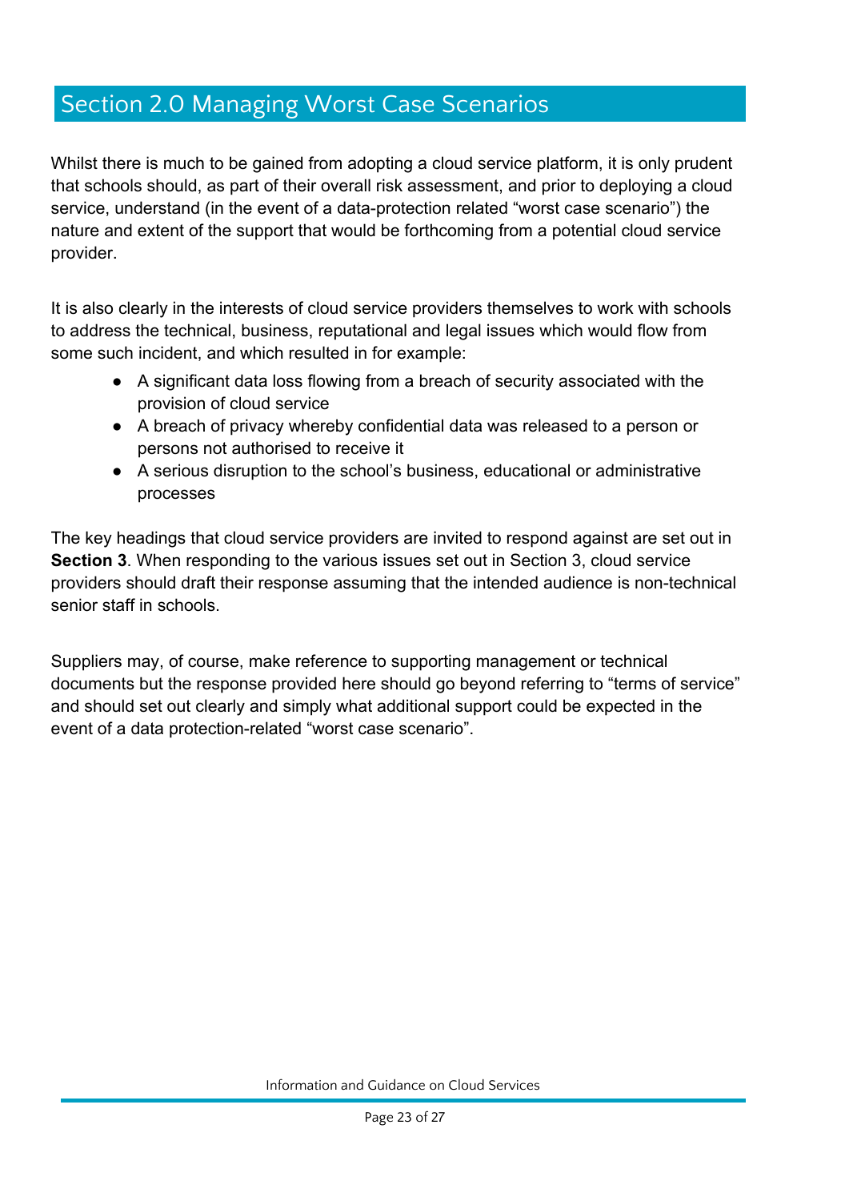# Section 2.0 Managing Worst Case Scenarios

Whilst there is much to be gained from adopting a cloud service platform, it is only prudent that schools should, as part of their overall risk assessment, and prior to deploying a cloud service, understand (in the event of a data-protection related "worst case scenario") the nature and extent of the support that would be forthcoming from a potential cloud service provider.

It is also clearly in the interests of cloud service providers themselves to work with schools to address the technical, business, reputational and legal issues which would flow from some such incident, and which resulted in for example:

- A significant data loss flowing from a breach of security associated with the provision of cloud service
- A breach of privacy whereby confidential data was released to a person or persons not authorised to receive it
- A serious disruption to the school's business, educational or administrative processes

The key headings that cloud service providers are invited to respond against are set out in **Section 3**. When responding to the various issues set out in Section 3, cloud service providers should draft their response assuming that the intended audience is non-technical senior staff in schools.

Suppliers may, of course, make reference to supporting management or technical documents but the response provided here should go beyond referring to "terms of service" and should set out clearly and simply what additional support could be expected in the event of a data protection-related "worst case scenario".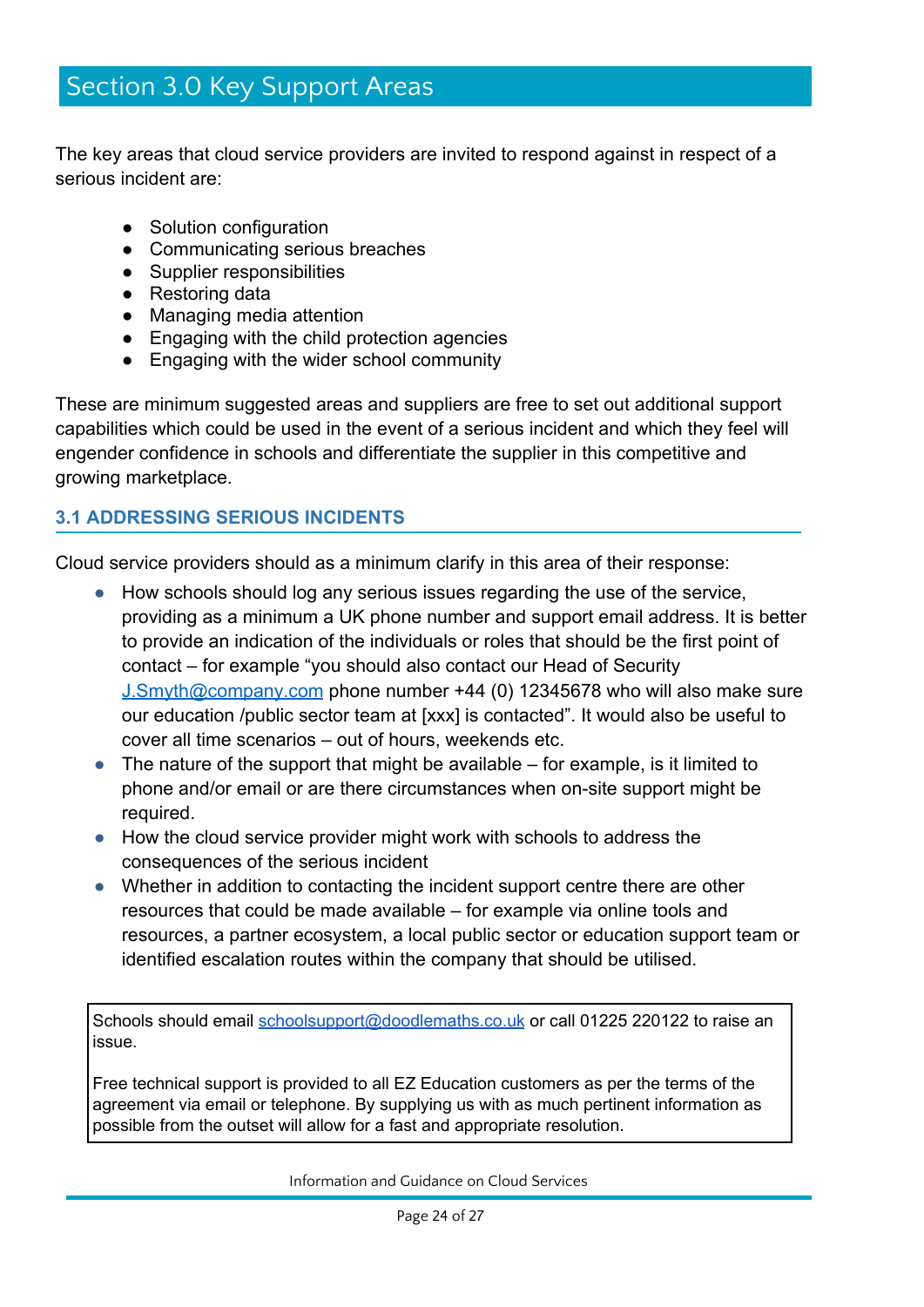# Section 3.0 Key Support Areas

The key areas that cloud service providers are invited to respond against in respect of a serious incident are:

- Solution configuration
- Communicating serious breaches
- Supplier responsibilities
- Restoring data
- Managing media attention
- Engaging with the child protection agencies
- Engaging with the wider school community

These are minimum suggested areas and suppliers are free to set out additional support capabilities which could be used in the event of a serious incident and which they feel will engender confidence in schools and differentiate the supplier in this competitive and growing marketplace.

## 3.1 ADDRESSING SERIOUS INCIDENTS

Cloud service providers should as a minimum clarify in this area of their response:

- How schools should log any serious issues regarding the use of the service, providing as a minimum a UK phone number and support email address. It is better to provide an indication of the individuals or roles that should be the first point of contact – for example "you should also contact our Head of Security J.Smyth@company.com phone number +44 (0) 12345678 who will also make sure our education /public sector team at [xxx] is contacted". It would also be useful to cover all time scenarios – out of hours, weekends etc.
- The nature of the support that might be available – for example, is it limited to phone and/or email or are there circumstances when on-site support might be required.
- How the cloud service provider might work with schools to address the consequences of the serious incident
- Whether in addition to contacting the incident support centre there are other resources that could be made available – for example via online tools and resources, a partner ecosystem, a local public sector or education support team or identified escalation routes within the company that should be utilised.

| Schools should email schoolsupport@doodlemaths.co.uk or call 01225 220122 to raise an issue.<br><br>Free technical support is provided to all EZ Education customers as per the terms of the agreement via email or telephone. By supplying us with as much pertinent information as possible from the outset will allow for a fast and appropriate resolution. |
|---|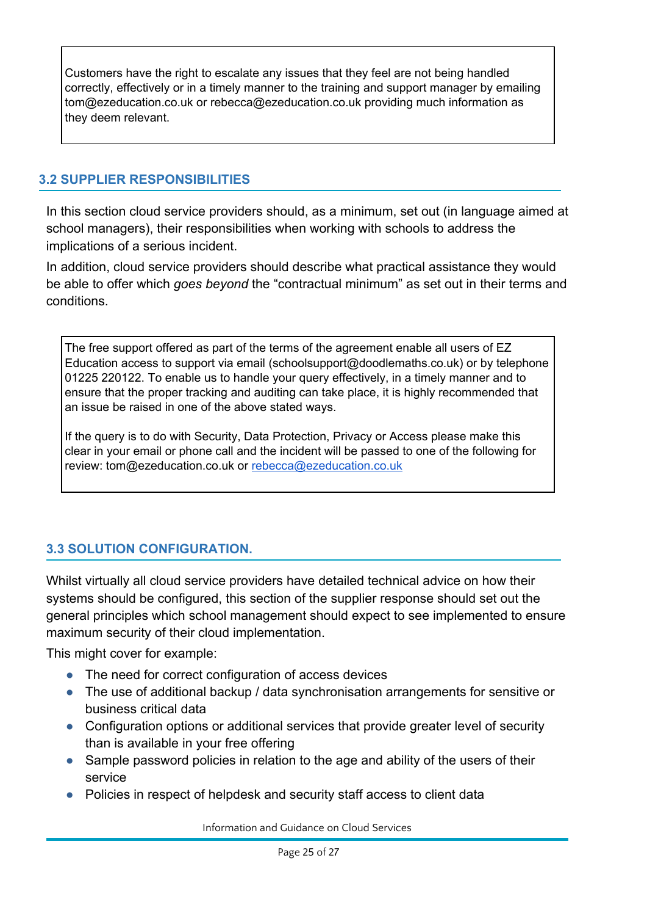Customers have the right to escalate any issues that they feel are not being handled correctly, effectively or in a timely manner to the training and support manager by emailing tom@ezeducation.co.uk or rebecca@ezeducation.co.uk providing much information as they deem relevant.

### 3.2 SUPPLIER RESPONSIBILITIES

In this section cloud service providers should, as a minimum, set out (in language aimed at school managers), their responsibilities when working with schools to address the implications of a serious incident.

In addition, cloud service providers should describe what practical assistance they would be able to offer which *goes beyond* the "contractual minimum" as set out in their terms and conditions.

The free support offered as part of the terms of the agreement enable all users of EZ Education access to support via email (schoolsupport@doodlemaths.co.uk) or by telephone 01225 220122. To enable us to handle your query effectively, in a timely manner and to ensure that the proper tracking and auditing can take place, it is highly recommended that an issue be raised in one of the above stated ways.

If the query is to do with Security, Data Protection, Privacy or Access please make this clear in your email or phone call and the incident will be passed to one of the following for review: tom@ezeducation.co.uk or rebecca@ezeducation.co.uk

### 3.3 SOLUTION CONFIGURATION.

Whilst virtually all cloud service providers have detailed technical advice on how their systems should be configured, this section of the supplier response should set out the general principles which school management should expect to see implemented to ensure maximum security of their cloud implementation.

This might cover for example:

- The need for correct configuration of access devices
- The use of additional backup / data synchronisation arrangements for sensitive or business critical data
- Configuration options or additional services that provide greater level of security than is available in your free offering
- Sample password policies in relation to the age and ability of the users of their service
- Policies in respect of helpdesk and security staff access to client data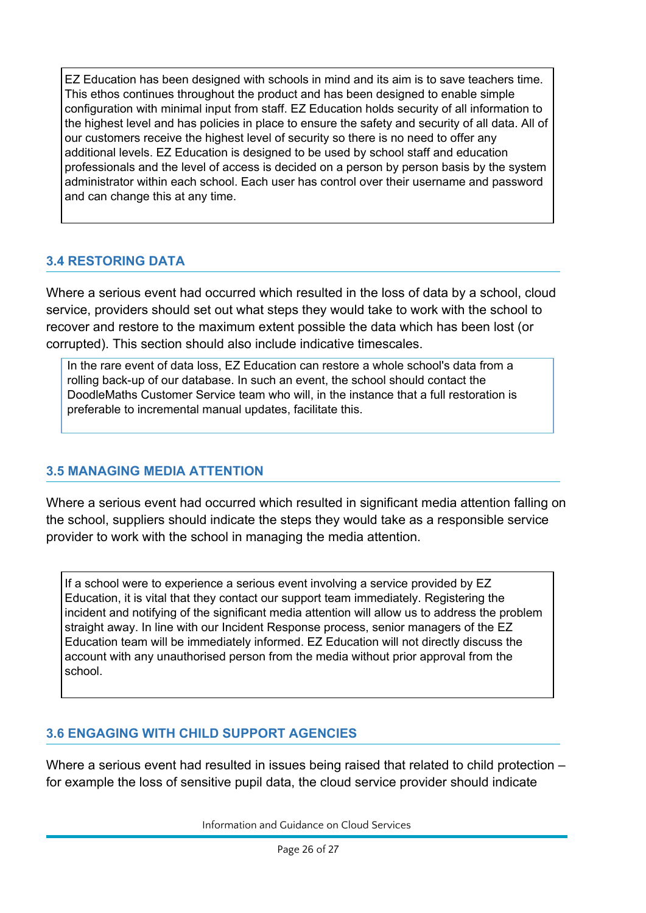EZ Education has been designed with schools in mind and its aim is to save teachers time. This ethos continues throughout the product and has been designed to enable simple configuration with minimal input from staff. EZ Education holds security of all information to the highest level and has policies in place to ensure the safety and security of all data. All of our customers receive the highest level of security so there is no need to offer any additional levels. EZ Education is designed to be used by school staff and education professionals and the level of access is decided on a person by person basis by the system administrator within each school. Each user has control over their username and password and can change this at any time.

### 3.4 RESTORING DATA

Where a serious event had occurred which resulted in the loss of data by a school, cloud service, providers should set out what steps they would take to work with the school to recover and restore to the maximum extent possible the data which has been lost (or corrupted). This section should also include indicative timescales.

In the rare event of data loss, EZ Education can restore a whole school's data from a rolling back-up of our database. In such an event, the school should contact the DoodleMaths Customer Service team who will, in the instance that a full restoration is preferable to incremental manual updates, facilitate this.

### 3.5 MANAGING MEDIA ATTENTION

Where a serious event had occurred which resulted in significant media attention falling on the school, suppliers should indicate the steps they would take as a responsible service provider to work with the school in managing the media attention.

If a school were to experience a serious event involving a service provided by EZ Education, it is vital that they contact our support team immediately. Registering the incident and notifying of the significant media attention will allow us to address the problem straight away. In line with our Incident Response process, senior managers of the EZ Education team will be immediately informed. EZ Education will not directly discuss the account with any unauthorised person from the media without prior approval from the school.

### 3.6 ENGAGING WITH CHILD SUPPORT AGENCIES

Where a serious event had resulted in issues being raised that related to child protection – for example the loss of sensitive pupil data, the cloud service provider should indicate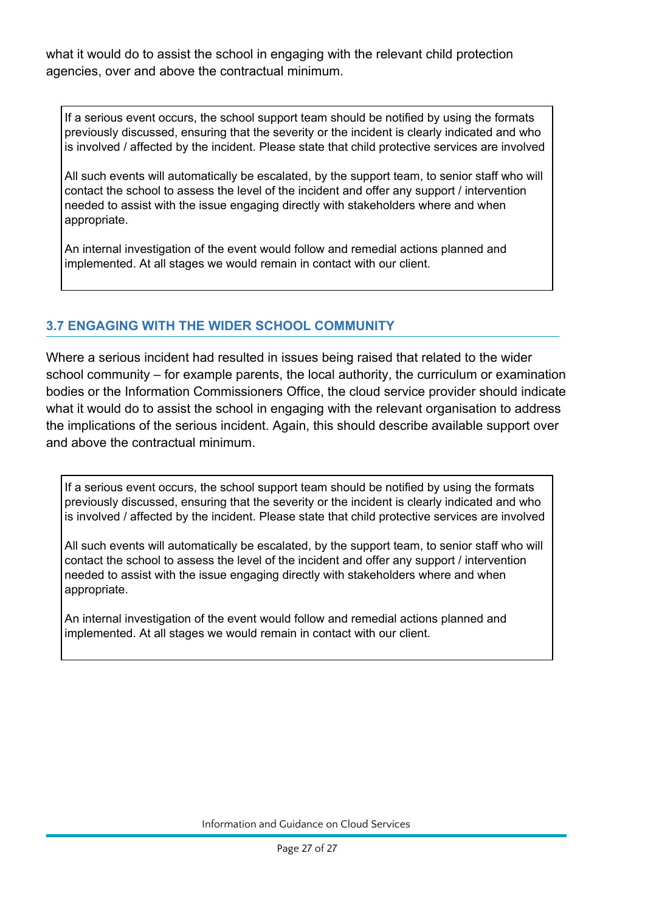what it would do to assist the school in engaging with the relevant child protection agencies, over and above the contractual minimum.

> If a serious event occurs, the school support team should be notified by using the formats previously discussed, ensuring that the severity or the incident is clearly indicated and who is involved / affected by the incident. Please state that child protective services are involved
>
> All such events will automatically be escalated, by the support team, to senior staff who will contact the school to assess the level of the incident and offer any support / intervention needed to assist with the issue engaging directly with stakeholders where and when appropriate.
>
> An internal investigation of the event would follow and remedial actions planned and implemented. At all stages we would remain in contact with our client.

### 3.7 ENGAGING WITH THE WIDER SCHOOL COMMUNITY

Where a serious incident had resulted in issues being raised that related to the wider school community – for example parents, the local authority, the curriculum or examination bodies or the Information Commissioners Office, the cloud service provider should indicate what it would do to assist the school in engaging with the relevant organisation to address the implications of the serious incident. Again, this should describe available support over and above the contractual minimum.

> If a serious event occurs, the school support team should be notified by using the formats previously discussed, ensuring that the severity or the incident is clearly indicated and who is involved / affected by the incident. Please state that child protective services are involved
>
> All such events will automatically be escalated, by the support team, to senior staff who will contact the school to assess the level of the incident and offer any support / intervention needed to assist with the issue engaging directly with stakeholders where and when appropriate.
>
> An internal investigation of the event would follow and remedial actions planned and implemented. At all stages we would remain in contact with our client.